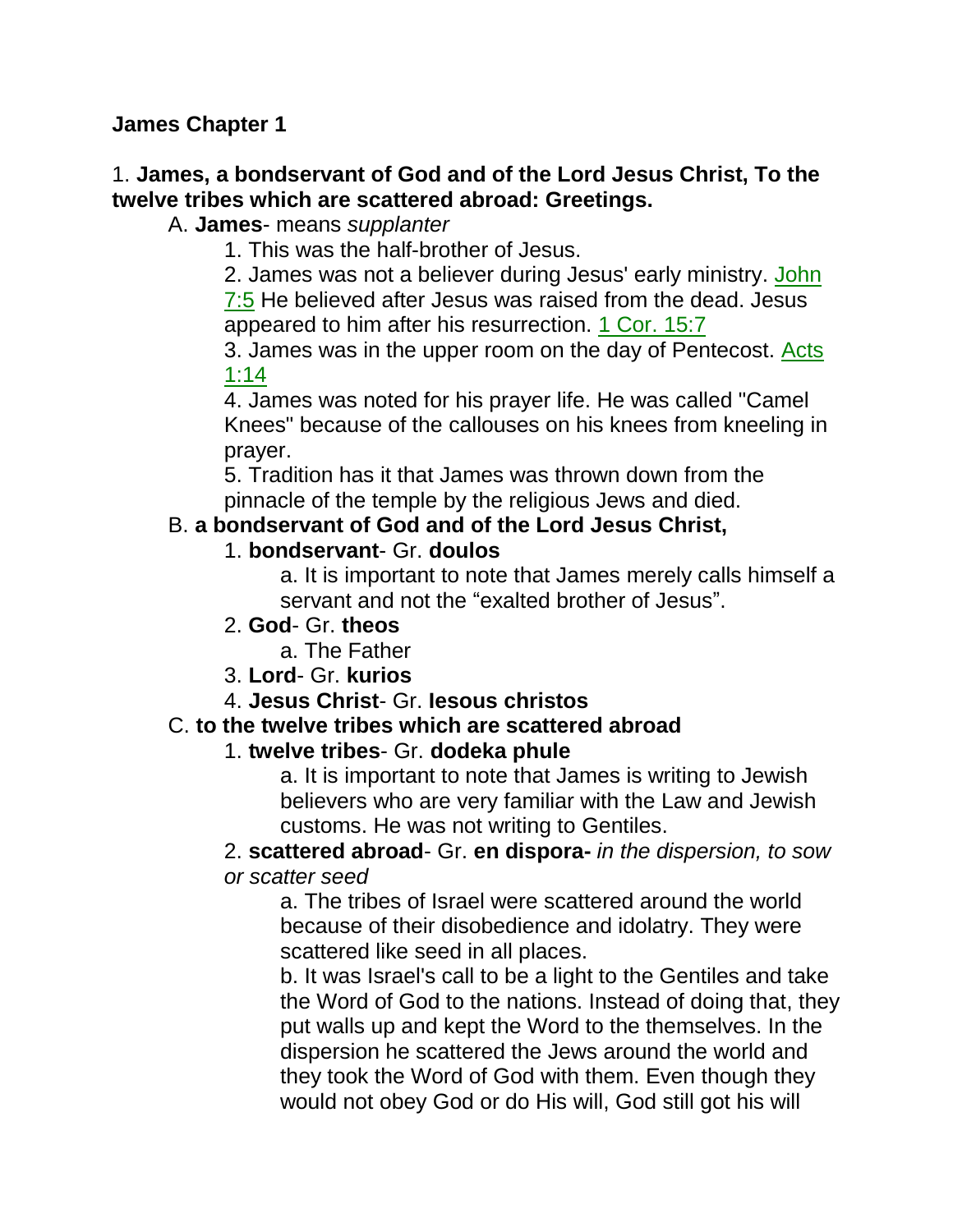**James Chapter 1**

1. **James, a bondservant of God and of the Lord Jesus Christ, To the twelve tribes which are scattered abroad: Greetings.**

A. **James**- means *supplanter*

1. This was the half-brother of Jesus.
2. James was not a believer during Jesus' early ministry. John 7:5 He believed after Jesus was raised from the dead. Jesus appeared to him after his resurrection. 1 Cor. 15:7
3. James was in the upper room on the day of Pentecost. Acts 1:14
4. James was noted for his prayer life. He was called "Camel Knees" because of the callouses on his knees from kneeling in prayer.
5. Tradition has it that James was thrown down from the pinnacle of the temple by the religious Jews and died.

B. **a bondservant of God and of the Lord Jesus Christ,**

1. **bondservant**- Gr. **doulos**
   a. It is important to note that James merely calls himself a servant and not the "exalted brother of Jesus".
2. **God**- Gr. **theos**
   a. The Father
3. **Lord**- Gr. **kurios**
4. **Jesus Christ**- Gr. **Iesous christos**

C. **to the twelve tribes which are scattered abroad**

1. **twelve tribes**- Gr. **dodeka phule**
   a. It is important to note that James is writing to Jewish believers who are very familiar with the Law and Jewish customs. He was not writing to Gentiles.
2. **scattered abroad**- Gr. **en dispora-** *in the dispersion, to sow or scatter seed*
   a. The tribes of Israel were scattered around the world because of their disobedience and idolatry. They were scattered like seed in all places.
   b. It was Israel's call to be a light to the Gentiles and take the Word of God to the nations. Instead of doing that, they put walls up and kept the Word to the themselves. In the dispersion he scattered the Jews around the world and they took the Word of God with them. Even though they would not obey God or do His will, God still got his will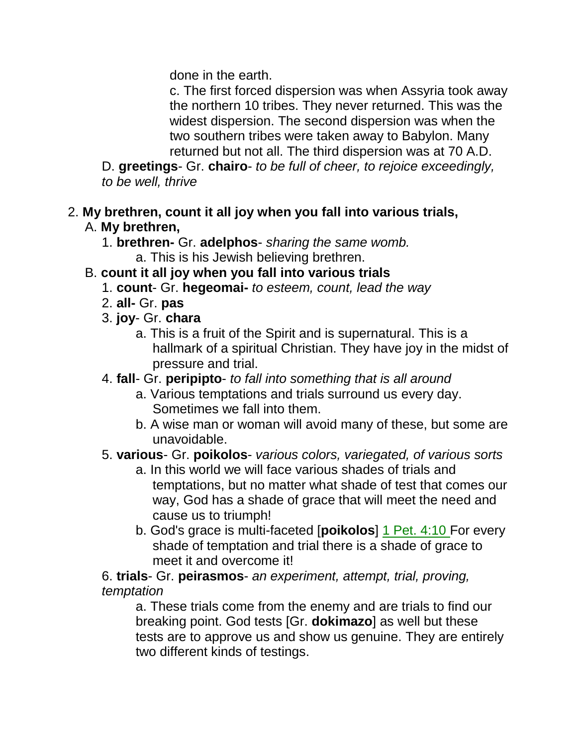done in the earth.

c. The first forced dispersion was when Assyria took away the northern 10 tribes. They never returned. This was the widest dispersion. The second dispersion was when the two southern tribes were taken away to Babylon. Many returned but not all. The third dispersion was at 70 A.D.

D. **greetings**- Gr. **chairo**- *to be full of cheer, to rejoice exceedingly, to be well, thrive*

2. **My brethren, count it all joy when you fall into various trials,**

A. **My brethren,**

1. **brethren-** Gr. **adelphos**- *sharing the same womb.*

a. This is his Jewish believing brethren.

B. **count it all joy when you fall into various trials**

1. **count**- Gr. **hegeomai-** *to esteem, count, lead the way*

2. **all-** Gr. **pas**

3. **joy**- Gr. **chara**

a. This is a fruit of the Spirit and is supernatural. This is a hallmark of a spiritual Christian. They have joy in the midst of pressure and trial.

4. **fall**- Gr. **peripipto**- *to fall into something that is all around*

a. Various temptations and trials surround us every day. Sometimes we fall into them.

b. A wise man or woman will avoid many of these, but some are unavoidable.

5. **various**- Gr. **poikolos**- *various colors, variegated, of various sorts*

a. In this world we will face various shades of trials and temptations, but no matter what shade of test that comes our way, God has a shade of grace that will meet the need and cause us to triumph!

b. God's grace is multi-faceted [**poikolos**] 1 Pet. 4:10 For every shade of temptation and trial there is a shade of grace to meet it and overcome it!

6. **trials**- Gr. **peirasmos**- *an experiment, attempt, trial, proving, temptation*

a. These trials come from the enemy and are trials to find our breaking point. God tests [Gr. **dokimazo**] as well but these tests are to approve us and show us genuine. They are entirely two different kinds of testings.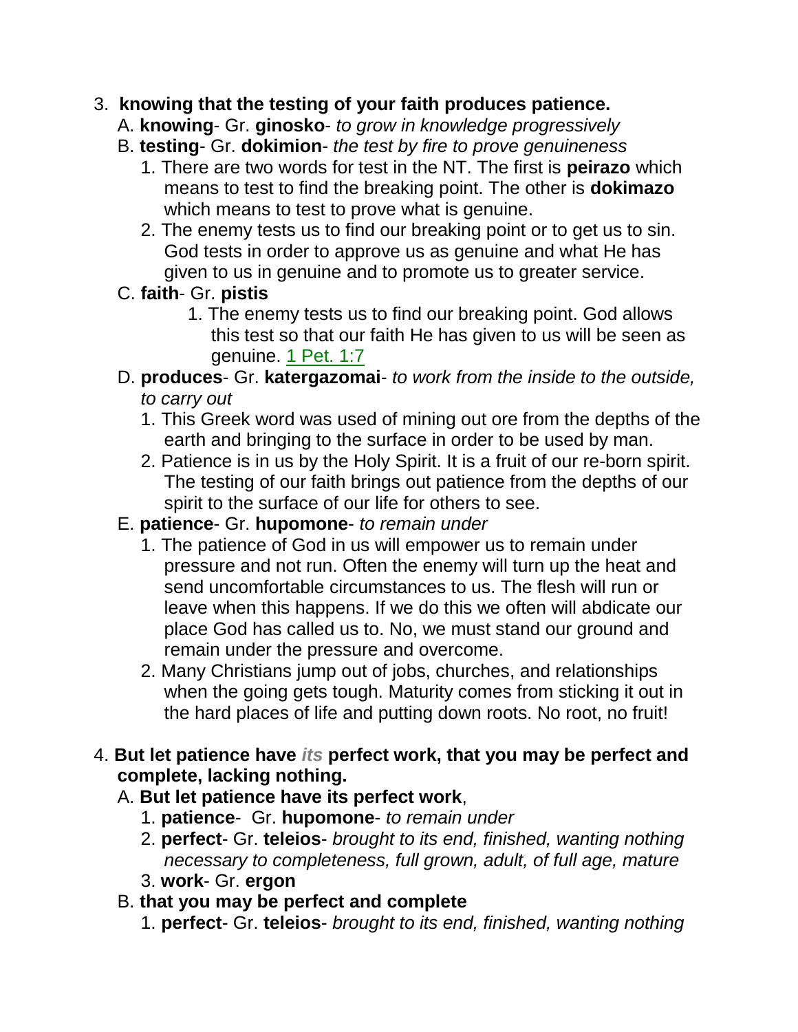3. **knowing that the testing of your faith produces patience.**
   A. **knowing**- Gr. **ginosko**- *to grow in knowledge progressively*
   B. **testing**- Gr. **dokimion**- *the test by fire to prove genuineness*
      1. There are two words for test in the NT. The first is **peirazo** which means to test to find the breaking point. The other is **dokimazo** which means to test to prove what is genuine.
      2. The enemy tests us to find our breaking point or to get us to sin. God tests in order to approve us as genuine and what He has given to us in genuine and to promote us to greater service.
   C. **faith**- Gr. **pistis**
      1. The enemy tests us to find our breaking point. God allows this test so that our faith He has given to us will be seen as genuine. 1 Pet. 1:7
   D. **produces**- Gr. **katergazomai**- *to work from the inside to the outside, to carry out*
      1. This Greek word was used of mining out ore from the depths of the earth and bringing to the surface in order to be used by man.
      2. Patience is in us by the Holy Spirit. It is a fruit of our re-born spirit. The testing of our faith brings out patience from the depths of our spirit to the surface of our life for others to see.
   E. **patience**- Gr. **hupomone**- *to remain under*
      1. The patience of God in us will empower us to remain under pressure and not run. Often the enemy will turn up the heat and send uncomfortable circumstances to us. The flesh will run or leave when this happens. If we do this we often will abdicate our place God has called us to. No, we must stand our ground and remain under the pressure and overcome.
      2. Many Christians jump out of jobs, churches, and relationships when the going gets tough. Maturity comes from sticking it out in the hard places of life and putting down roots. No root, no fruit!

4. **But let patience have *its* perfect work, that you may be perfect and complete, lacking nothing.**
   A. **But let patience have its perfect work**,
      1. **patience**- Gr. **hupomone**- *to remain under*
      2. **perfect**- Gr. **teleios**- *brought to its end, finished, wanting nothing necessary to completeness, full grown, adult, of full age, mature*
      3. **work**- Gr. **ergon**
   B. **that you may be perfect and complete**
      1. **perfect**- Gr. **teleios**- *brought to its end, finished, wanting nothing*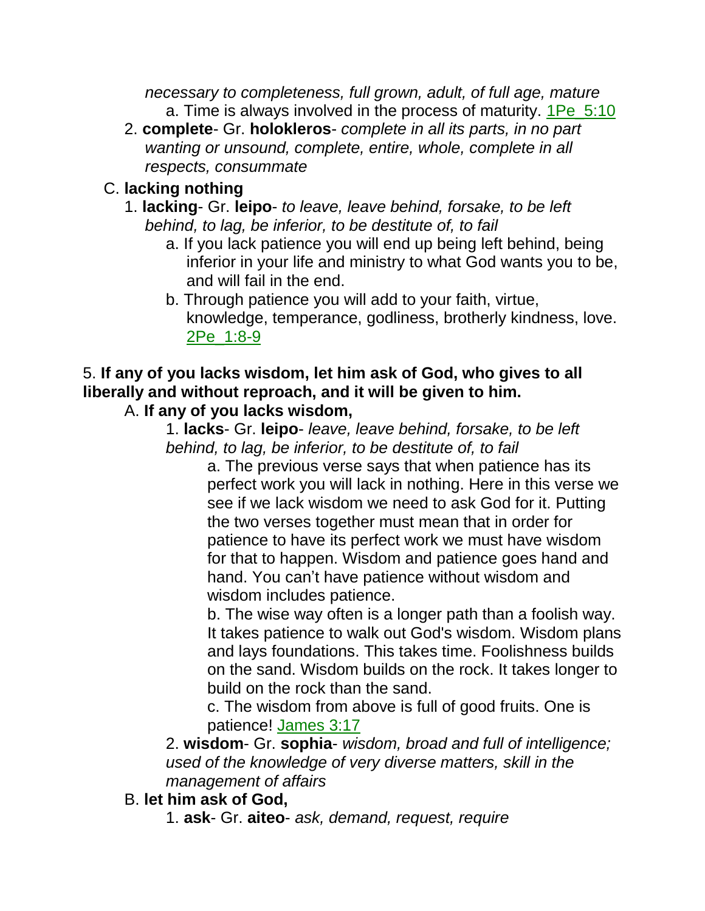*necessary to completeness, full grown, adult, of full age, mature*

a. Time is always involved in the process of maturity. 1Pe_5:10

2. **complete**- Gr. **holokleros**- *complete in all its parts, in no part wanting or unsound, complete, entire, whole, complete in all respects, consummate*

C. **lacking nothing**

1. **lacking**- Gr. **leipo**- *to leave, leave behind, forsake, to be left behind, to lag, be inferior, to be destitute of, to fail*

a. If you lack patience you will end up being left behind, being inferior in your life and ministry to what God wants you to be, and will fail in the end.

b. Through patience you will add to your faith, virtue, knowledge, temperance, godliness, brotherly kindness, love. 2Pe_1:8-9

5. **If any of you lacks wisdom, let him ask of God, who gives to all liberally and without reproach, and it will be given to him.**

A. **If any of you lacks wisdom,**

1. **lacks**- Gr. **leipo**- *leave, leave behind, forsake, to be left behind, to lag, be inferior, to be destitute of, to fail*

a. The previous verse says that when patience has its perfect work you will lack in nothing. Here in this verse we see if we lack wisdom we need to ask God for it. Putting the two verses together must mean that in order for patience to have its perfect work we must have wisdom for that to happen. Wisdom and patience goes hand and hand. You can't have patience without wisdom and wisdom includes patience.

b. The wise way often is a longer path than a foolish way. It takes patience to walk out God's wisdom. Wisdom plans and lays foundations. This takes time. Foolishness builds on the sand. Wisdom builds on the rock. It takes longer to build on the rock than the sand.

c. The wisdom from above is full of good fruits. One is patience! James 3:17

2. **wisdom**- Gr. **sophia**- *wisdom, broad and full of intelligence; used of the knowledge of very diverse matters, skill in the management of affairs*

B. **let him ask of God,**

1. **ask**- Gr. **aiteo**- *ask, demand, request, require*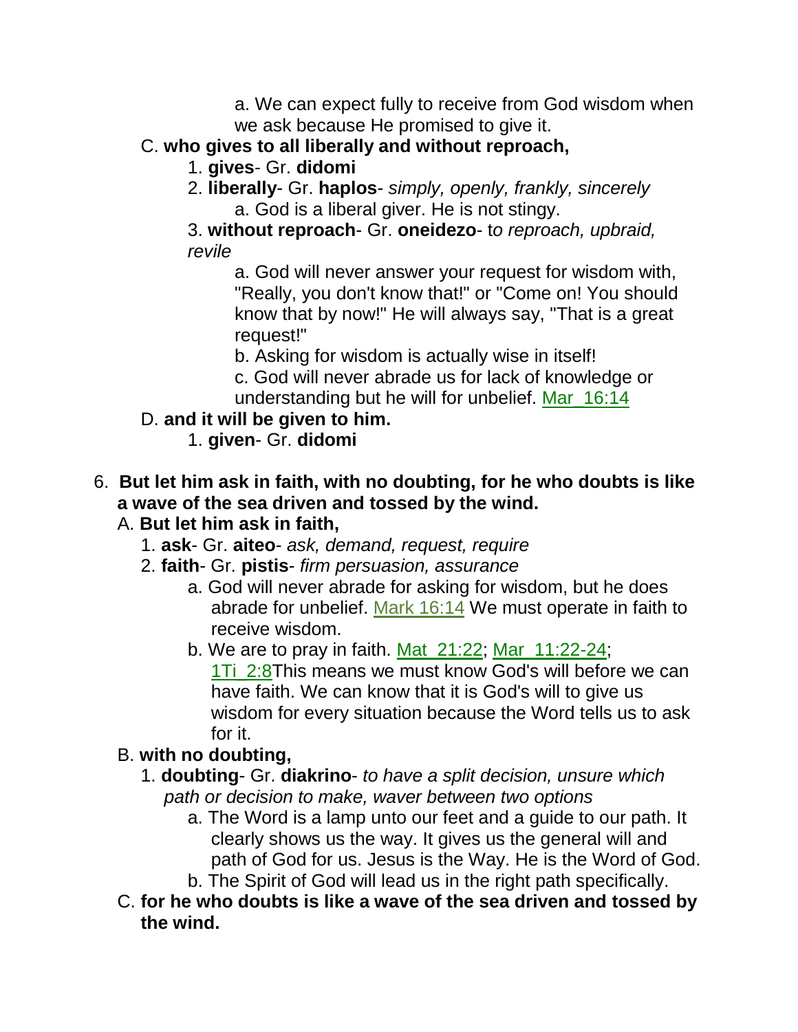a. We can expect fully to receive from God wisdom when we ask because He promised to give it.

C. **who gives to all liberally and without reproach,**

1. **gives**- Gr. **didomi**
2. **liberally**- Gr. **haplos**- *simply, openly, frankly, sincerely*
   a. God is a liberal giver. He is not stingy.
3. **without reproach**- Gr. **oneidezo**- t*o reproach, upbraid, revile*
   a. God will never answer your request for wisdom with, "Really, you don't know that!" or "Come on! You should know that by now!" He will always say, "That is a great request!"
   b. Asking for wisdom is actually wise in itself!
   c. God will never abrade us for lack of knowledge or understanding but he will for unbelief. Mar_16:14

D. **and it will be given to him.**

1. **given**- Gr. **didomi**

6. **But let him ask in faith, with no doubting, for he who doubts is like a wave of the sea driven and tossed by the wind.**

A. **But let him ask in faith,**

1. **ask**- Gr. **aiteo**- *ask, demand, request, require*
2. **faith**- Gr. **pistis**- *firm persuasion, assurance*
   a. God will never abrade for asking for wisdom, but he does abrade for unbelief. Mark 16:14 We must operate in faith to receive wisdom.
   b. We are to pray in faith. Mat_21:22; Mar_11:22-24; 1Ti_2:8This means we must know God's will before we can have faith. We can know that it is God's will to give us wisdom for every situation because the Word tells us to ask for it.

B. **with no doubting,**

1. **doubting**- Gr. **diakrino**- *to have a split decision, unsure which path or decision to make, waver between two options*
   a. The Word is a lamp unto our feet and a guide to our path. It clearly shows us the way. It gives us the general will and path of God for us. Jesus is the Way. He is the Word of God.
   b. The Spirit of God will lead us in the right path specifically.

C. **for he who doubts is like a wave of the sea driven and tossed by the wind.**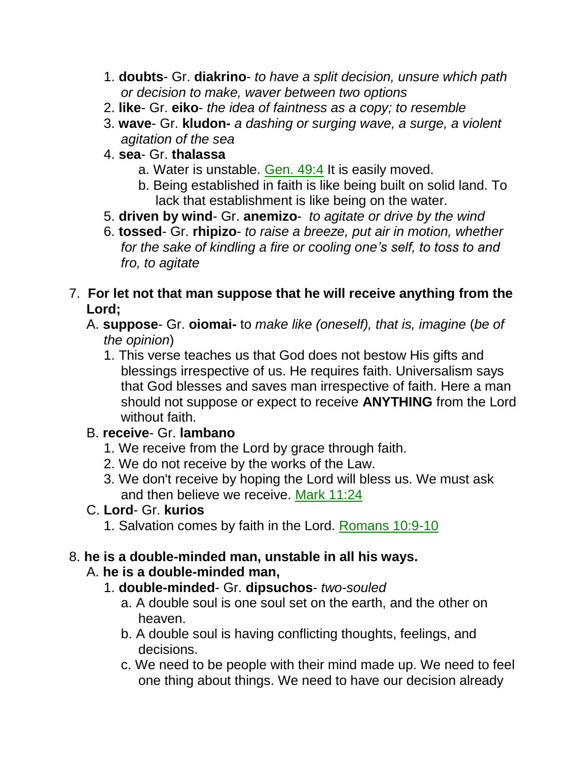1. **doubts**- Gr. **diakrino**- *to have a split decision, unsure which path or decision to make, waver between two options*
2. **like**- Gr. **eiko**- *the idea of faintness as a copy; to resemble*
3. **wave**- Gr. **kludon-** *a dashing or surging wave, a surge, a violent agitation of the sea*
4. **sea**- Gr. **thalassa**
   a. Water is unstable. Gen. 49:4 It is easily moved.
   b. Being established in faith is like being built on solid land. To lack that establishment is like being on the water.
5. **driven by wind**- Gr. **anemizo**- *to agitate or drive by the wind*
6. **tossed**- Gr. **rhipizo**- *to raise a breeze, put air in motion, whether for the sake of kindling a fire or cooling one's self, to toss to and fro, to agitate*

7. **For let not that man suppose that he will receive anything from the Lord;**
   A. **suppose**- Gr. **oiomai-** to *make like (oneself), that is, imagine* (*be of the opinion*)
      1. This verse teaches us that God does not bestow His gifts and blessings irrespective of us. He requires faith. Universalism says that God blesses and saves man irrespective of faith. Here a man should not suppose or expect to receive **ANYTHING** from the Lord without faith.
   B. **receive**- Gr. **lambano**
      1. We receive from the Lord by grace through faith.
      2. We do not receive by the works of the Law.
      3. We don't receive by hoping the Lord will bless us. We must ask and then believe we receive. Mark 11:24
   C. **Lord**- Gr. **kurios**
      1. Salvation comes by faith in the Lord. Romans 10:9-10

8. **he is a double-minded man, unstable in all his ways.**
   A. **he is a double-minded man,**
      1. **double-minded**- Gr. **dipsuchos**- *two-souled*
         a. A double soul is one soul set on the earth, and the other on heaven.
         b. A double soul is having conflicting thoughts, feelings, and decisions.
         c. We need to be people with their mind made up. We need to feel one thing about things. We need to have our decision already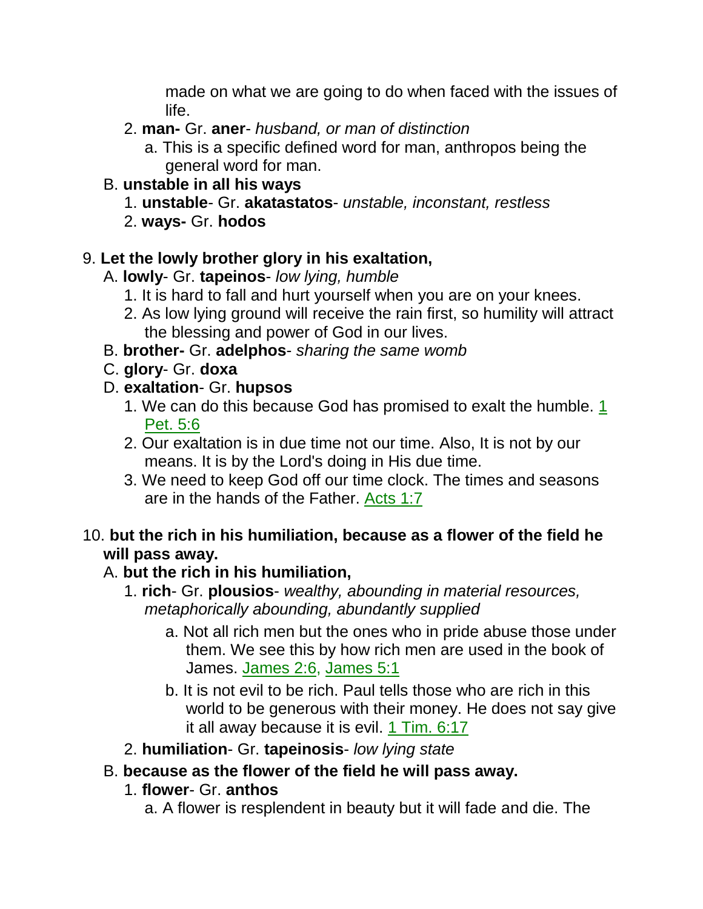made on what we are going to do when faced with the issues of life.

2. **man-** Gr. **aner**- *husband, or man of distinction*
   a. This is a specific defined word for man, anthropos being the general word for man.

B. **unstable in all his ways**
   1. **unstable**- Gr. **akatastatos**- *unstable, inconstant, restless*
   2. **ways-** Gr. **hodos**

9. **Let the lowly brother glory in his exaltation,**
   A. **lowly**- Gr. **tapeinos**- *low lying, humble*
      1. It is hard to fall and hurt yourself when you are on your knees.
      2. As low lying ground will receive the rain first, so humility will attract the blessing and power of God in our lives.
   B. **brother-** Gr. **adelphos**- *sharing the same womb*
   C. **glory**- Gr. **doxa**
   D. **exaltation**- Gr. **hupsos**
      1. We can do this because God has promised to exalt the humble. 1 Pet. 5:6
      2. Our exaltation is in due time not our time. Also, It is not by our means. It is by the Lord's doing in His due time.
      3. We need to keep God off our time clock. The times and seasons are in the hands of the Father. Acts 1:7

10. **but the rich in his humiliation, because as a flower of the field he will pass away.**
   A. **but the rich in his humiliation,**
      1. **rich**- Gr. **plousios**- *wealthy, abounding in material resources, metaphorically abounding, abundantly supplied*
         a. Not all rich men but the ones who in pride abuse those under them. We see this by how rich men are used in the book of James. James 2:6, James 5:1
         b. It is not evil to be rich. Paul tells those who are rich in this world to be generous with their money. He does not say give it all away because it is evil. 1 Tim. 6:17
      2. **humiliation**- Gr. **tapeinosis**- *low lying state*
   B. **because as the flower of the field he will pass away.**
      1. **flower**- Gr. **anthos**
         a. A flower is resplendent in beauty but it will fade and die. The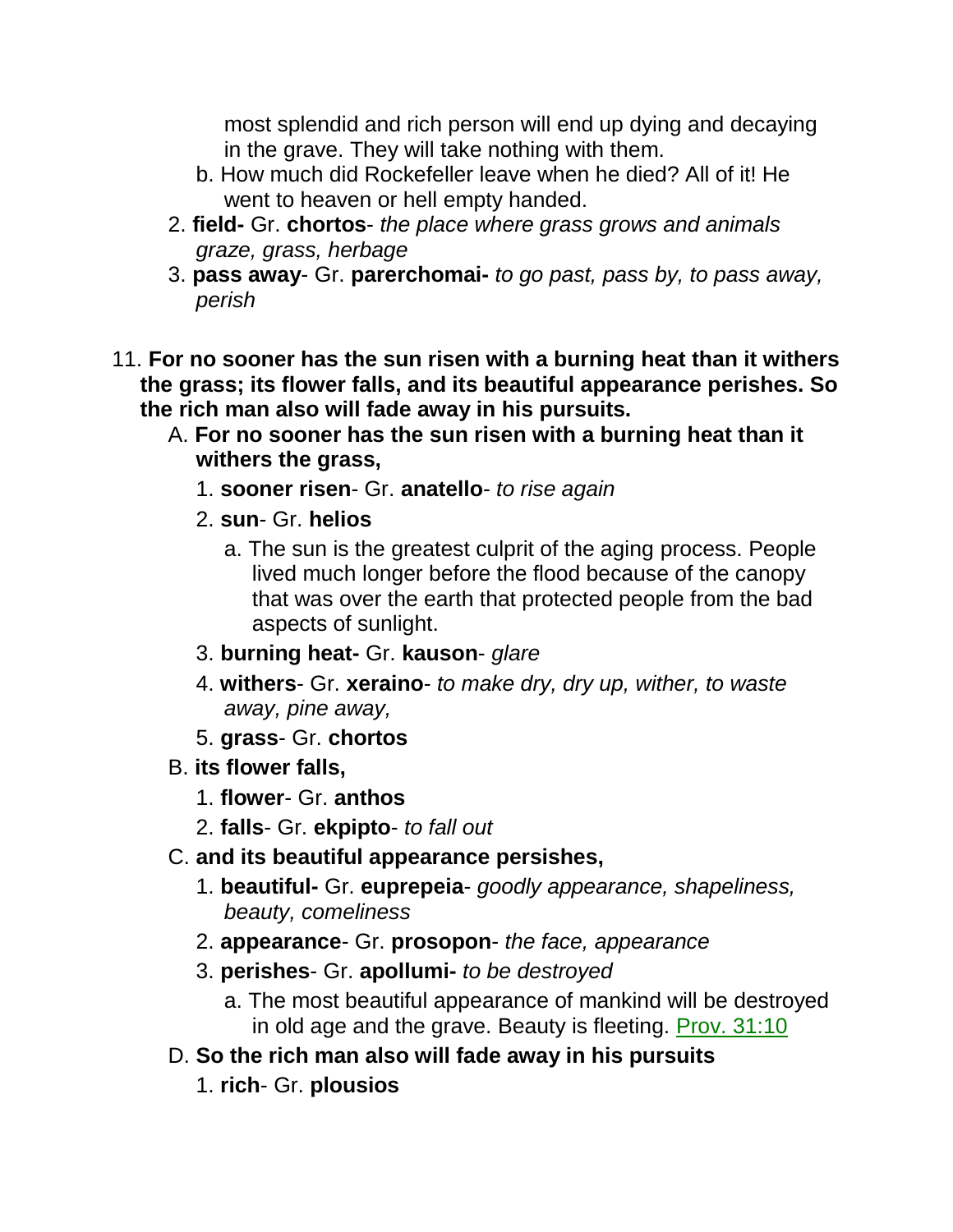most splendid and rich person will end up dying and decaying in the grave. They will take nothing with them.

b. How much did Rockefeller leave when he died? All of it! He went to heaven or hell empty handed.

2. **field-** Gr. **chortos**- *the place where grass grows and animals graze, grass, herbage*
3. **pass away**- Gr. **parerchomai-** *to go past, pass by, to pass away, perish*

11. **For no sooner has the sun risen with a burning heat than it withers the grass; its flower falls, and its beautiful appearance perishes. So the rich man also will fade away in his pursuits.**

   A. **For no sooner has the sun risen with a burning heat than it withers the grass,**

      1. **sooner risen**- Gr. **anatello**- *to rise again*
      2. **sun**- Gr. **helios**
         a. The sun is the greatest culprit of the aging process. People lived much longer before the flood because of the canopy that was over the earth that protected people from the bad aspects of sunlight.
      3. **burning heat-** Gr. **kauson**- *glare*
      4. **withers**- Gr. **xeraino**- *to make dry, dry up, wither, to waste away, pine away,*
      5. **grass**- Gr. **chortos**

   B. **its flower falls,**

      1. **flower**- Gr. **anthos**
      2. **falls**- Gr. **ekpipto**- *to fall out*

   C. **and its beautiful appearance persishes,**

      1. **beautiful-** Gr. **euprepeia**- *goodly appearance, shapeliness, beauty, comeliness*
      2. **appearance**- Gr. **prosopon**- *the face, appearance*
      3. **perishes**- Gr. **apollumi-** *to be destroyed*
         a. The most beautiful appearance of mankind will be destroyed in old age and the grave. Beauty is fleeting. Prov. 31:10

   D. **So the rich man also will fade away in his pursuits**

      1. **rich**- Gr. **plousios**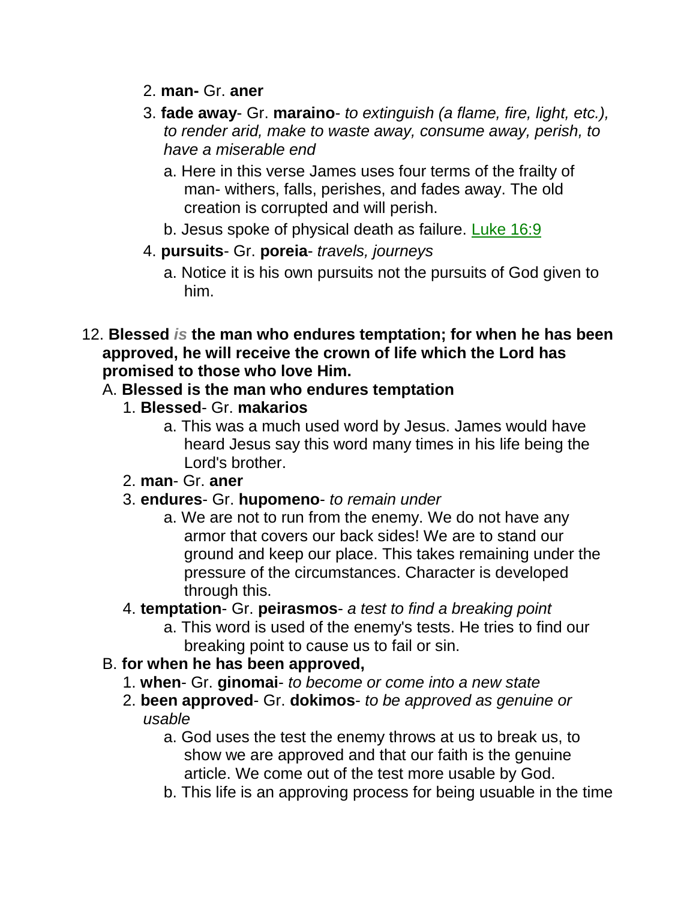2. **man-** Gr. **aner**
3. **fade away**- Gr. **maraino**- *to extinguish (a flame, fire, light, etc.), to render arid, make to waste away, consume away, perish, to have a miserable end*
    a. Here in this verse James uses four terms of the frailty of man- withers, falls, perishes, and fades away. The old creation is corrupted and will perish.
    b. Jesus spoke of physical death as failure. Luke 16:9
4. **pursuits**- Gr. **poreia**- *travels, journeys*
    a. Notice it is his own pursuits not the pursuits of God given to him.

12. **Blessed *is* the man who endures temptation; for when he has been approved, he will receive the crown of life which the Lord has promised to those who love Him.**

A. **Blessed is the man who endures temptation**

1. **Blessed**- Gr. **makarios**
    a. This was a much used word by Jesus. James would have heard Jesus say this word many times in his life being the Lord's brother.
2. **man**- Gr. **aner**
3. **endures**- Gr. **hupomeno**- *to remain under*
    a. We are not to run from the enemy. We do not have any armor that covers our back sides! We are to stand our ground and keep our place. This takes remaining under the pressure of the circumstances. Character is developed through this.
4. **temptation**- Gr. **peirasmos**- *a test to find a breaking point*
    a. This word is used of the enemy's tests. He tries to find our breaking point to cause us to fail or sin.

B. **for when he has been approved,**

1. **when**- Gr. **ginomai**- *to become or come into a new state*
2. **been approved**- Gr. **dokimos**- *to be approved as genuine or usable*
    a. God uses the test the enemy throws at us to break us, to show we are approved and that our faith is the genuine article. We come out of the test more usable by God.
    b. This life is an approving process for being usuable in the time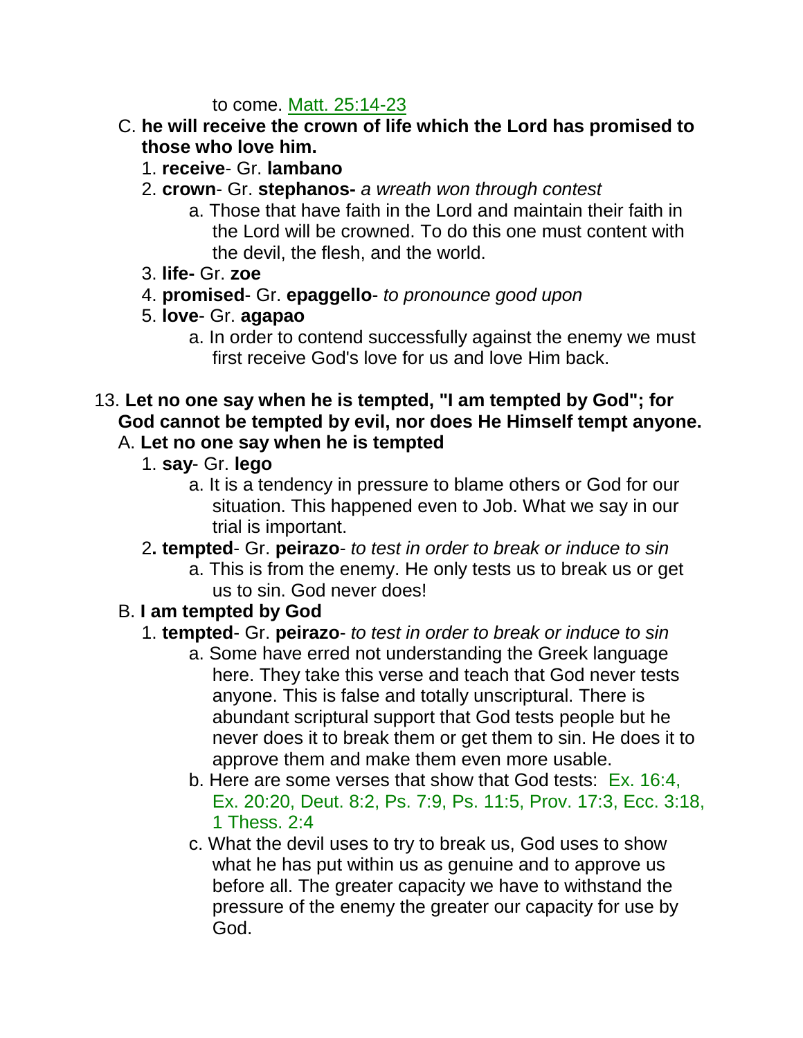to come. Matt. 25:14-23

C. **he will receive the crown of life which the Lord has promised to those who love him.**
   1. **receive**- Gr. **lambano**
   2. **crown**- Gr. **stephanos-** *a wreath won through contest*
      a. Those that have faith in the Lord and maintain their faith in the Lord will be crowned. To do this one must content with the devil, the flesh, and the world.
   3. **life-** Gr. **zoe**
   4. **promised**- Gr. **epaggello**- *to pronounce good upon*
   5. **love**- Gr. **agapao**
      a. In order to contend successfully against the enemy we must first receive God's love for us and love Him back.

13. **Let no one say when he is tempted, "I am tempted by God"; for God cannot be tempted by evil, nor does He Himself tempt anyone.**

A. **Let no one say when he is tempted**
   1. **say**- Gr. **lego**
      a. It is a tendency in pressure to blame others or God for our situation. This happened even to Job. What we say in our trial is important.
   2**. tempted**- Gr. **peirazo**- *to test in order to break or induce to sin*
      a. This is from the enemy. He only tests us to break us or get us to sin. God never does!

B. **I am tempted by God**
   1. **tempted**- Gr. **peirazo**- *to test in order to break or induce to sin*
      a. Some have erred not understanding the Greek language here. They take this verse and teach that God never tests anyone. This is false and totally unscriptural. There is abundant scriptural support that God tests people but he never does it to break them or get them to sin. He does it to approve them and make them even more usable.
      b. Here are some verses that show that God tests: Ex. 16:4, Ex. 20:20, Deut. 8:2, Ps. 7:9, Ps. 11:5, Prov. 17:3, Ecc. 3:18, 1 Thess. 2:4
      c. What the devil uses to try to break us, God uses to show what he has put within us as genuine and to approve us before all. The greater capacity we have to withstand the pressure of the enemy the greater our capacity for use by God.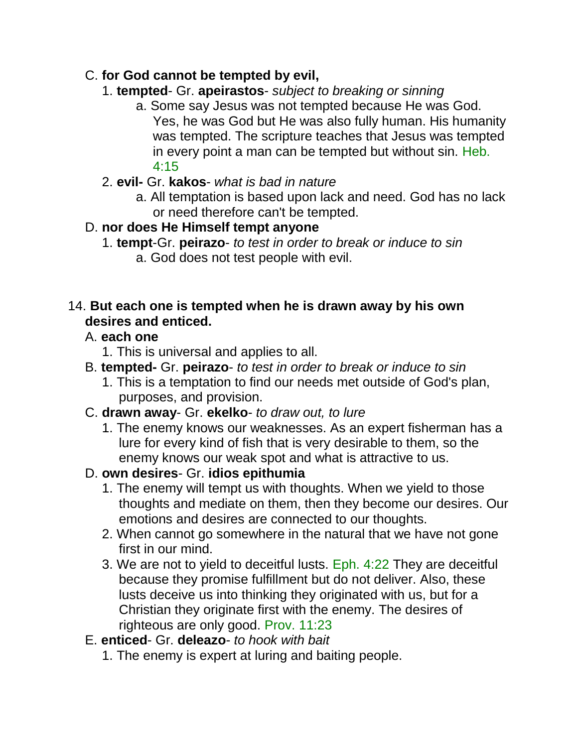C. **for God cannot be tempted by evil,**

1. **tempted**- Gr. **apeirastos**- *subject to breaking or sinning*
    a. Some say Jesus was not tempted because He was God. Yes, he was God but He was also fully human. His humanity was tempted. The scripture teaches that Jesus was tempted in every point a man can be tempted but without sin. Heb. 4:15
2. **evil-** Gr. **kakos**- *what is bad in nature*
    a. All temptation is based upon lack and need. God has no lack or need therefore can't be tempted.

D. **nor does He Himself tempt anyone**

1. **tempt**-Gr. **peirazo**- *to test in order to break or induce to sin*
    a. God does not test people with evil.

14. **But each one is tempted when he is drawn away by his own desires and enticed.**

A. **each one**

1. This is universal and applies to all.

B. **tempted-** Gr. **peirazo**- *to test in order to break or induce to sin*

1. This is a temptation to find our needs met outside of God's plan, purposes, and provision.

C. **drawn away**- Gr. **ekelko**- *to draw out, to lure*

1. The enemy knows our weaknesses. As an expert fisherman has a lure for every kind of fish that is very desirable to them, so the enemy knows our weak spot and what is attractive to us.

D. **own desires**- Gr. **idios epithumia**

1. The enemy will tempt us with thoughts. When we yield to those thoughts and mediate on them, then they become our desires. Our emotions and desires are connected to our thoughts.
2. When cannot go somewhere in the natural that we have not gone first in our mind.
3. We are not to yield to deceitful lusts. Eph. 4:22 They are deceitful because they promise fulfillment but do not deliver. Also, these lusts deceive us into thinking they originated with us, but for a Christian they originate first with the enemy. The desires of righteous are only good. Prov. 11:23

E. **enticed**- Gr. **deleazo**- *to hook with bait*

1. The enemy is expert at luring and baiting people.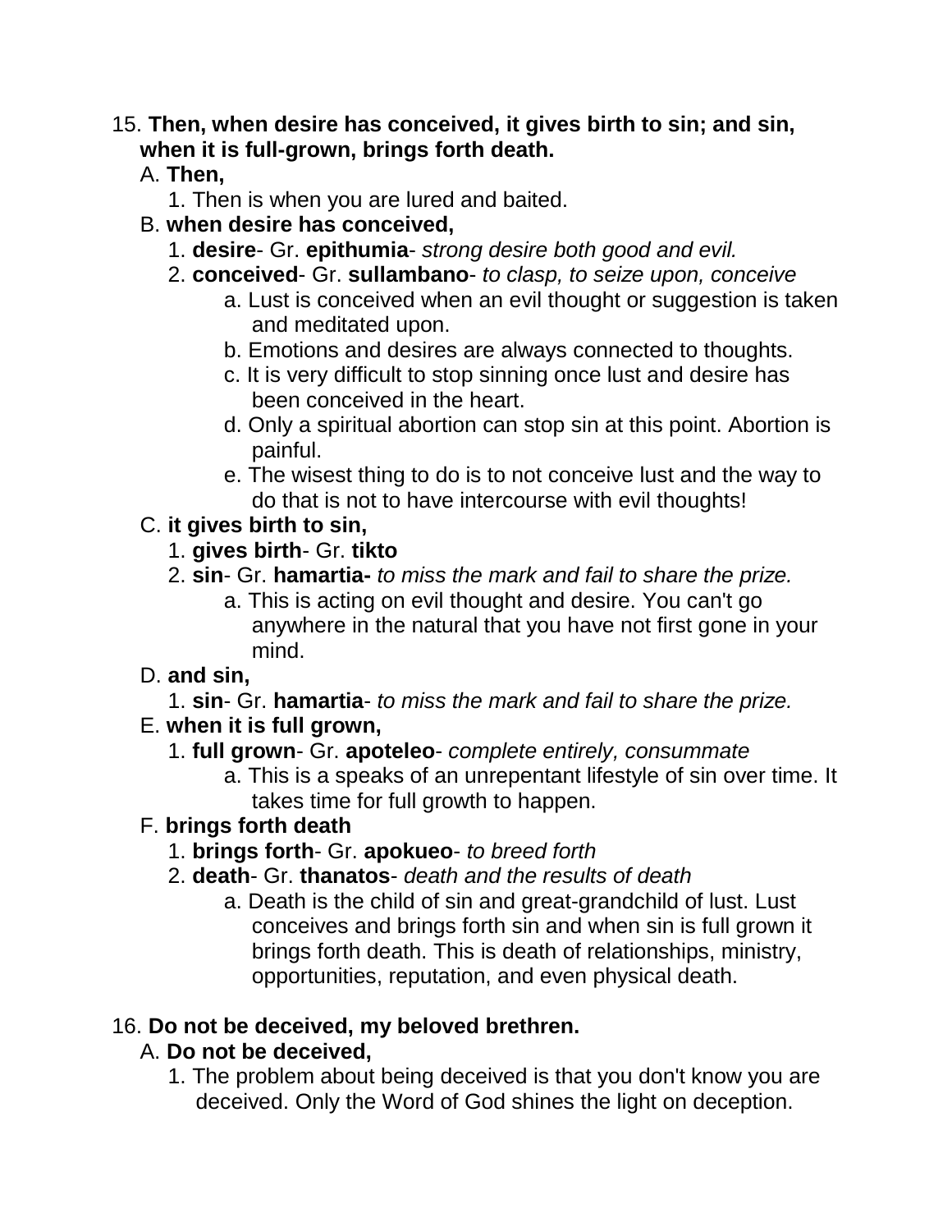15. **Then, when desire has conceived, it gives birth to sin; and sin, when it is full-grown, brings forth death.**
    A. **Then,**
        1. Then is when you are lured and baited.
    B. **when desire has conceived,**
        1. **desire**- Gr. **epithumia**- *strong desire both good and evil.*
        2. **conceived**- Gr. **sullambano**- *to clasp, to seize upon, conceive*
            a. Lust is conceived when an evil thought or suggestion is taken and meditated upon.
            b. Emotions and desires are always connected to thoughts.
            c. It is very difficult to stop sinning once lust and desire has been conceived in the heart.
            d. Only a spiritual abortion can stop sin at this point. Abortion is painful.
            e. The wisest thing to do is to not conceive lust and the way to do that is not to have intercourse with evil thoughts!
    C. **it gives birth to sin,**
        1. **gives birth**- Gr. **tikto**
        2. **sin**- Gr. **hamartia-** *to miss the mark and fail to share the prize.*
            a. This is acting on evil thought and desire. You can't go anywhere in the natural that you have not first gone in your mind.
    D. **and sin,**
        1. **sin**- Gr. **hamartia**- *to miss the mark and fail to share the prize.*
    E. **when it is full grown,**
        1. **full grown**- Gr. **apoteleo**- *complete entirely, consummate*
            a. This is a speaks of an unrepentant lifestyle of sin over time. It takes time for full growth to happen.
    F. **brings forth death**
        1. **brings forth**- Gr. **apokueo**- *to breed forth*
        2. **death**- Gr. **thanatos**- *death and the results of death*
            a. Death is the child of sin and great-grandchild of lust. Lust conceives and brings forth sin and when sin is full grown it brings forth death. This is death of relationships, ministry, opportunities, reputation, and even physical death.

16. **Do not be deceived, my beloved brethren.**
    A. **Do not be deceived,**
        1. The problem about being deceived is that you don't know you are deceived. Only the Word of God shines the light on deception.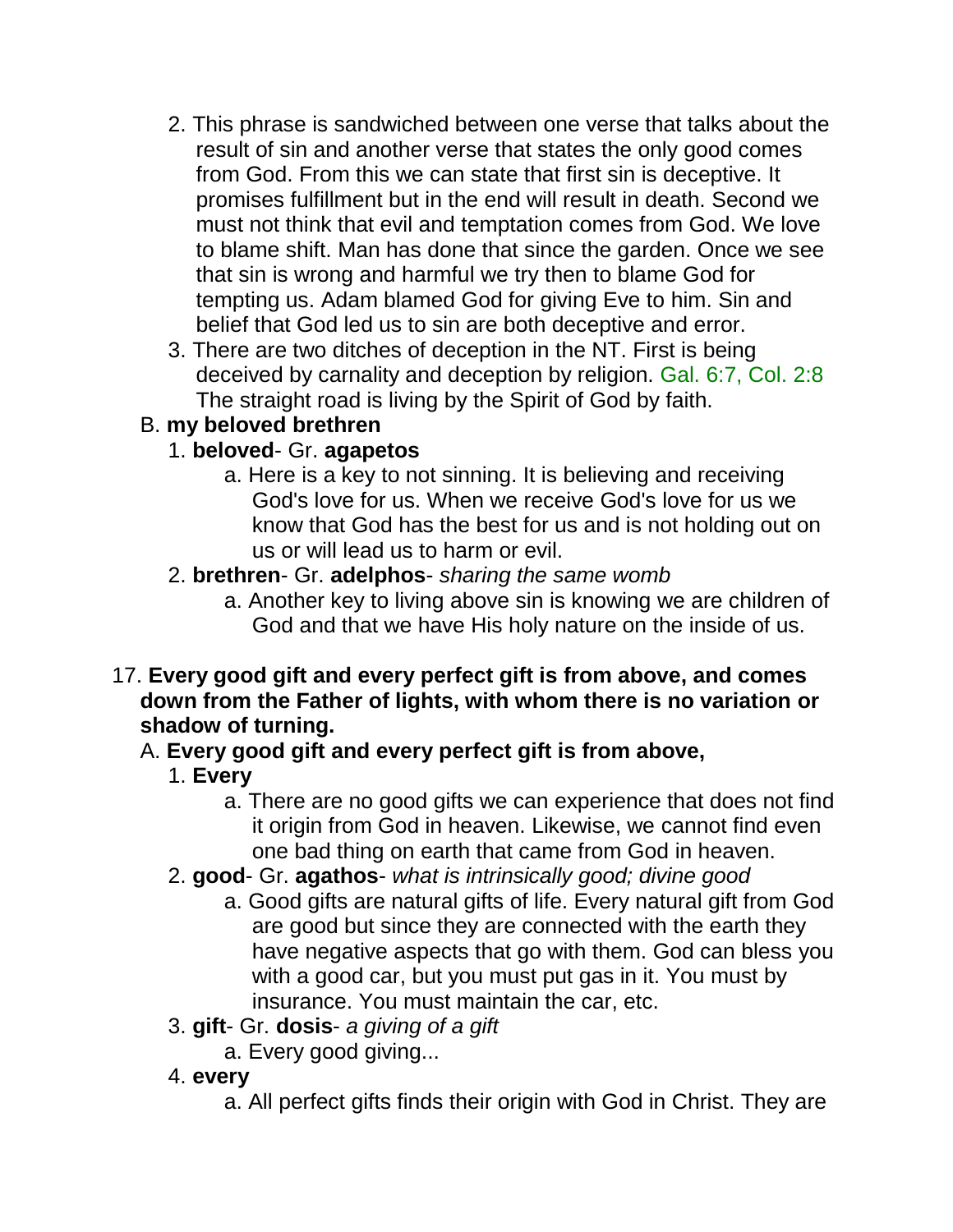2. This phrase is sandwiched between one verse that talks about the result of sin and another verse that states the only good comes from God. From this we can state that first sin is deceptive. It promises fulfillment but in the end will result in death. Second we must not think that evil and temptation comes from God. We love to blame shift. Man has done that since the garden. Once we see that sin is wrong and harmful we try then to blame God for tempting us. Adam blamed God for giving Eve to him. Sin and belief that God led us to sin are both deceptive and error.
3. There are two ditches of deception in the NT. First is being deceived by carnality and deception by religion. Gal. 6:7, Col. 2:8 The straight road is living by the Spirit of God by faith.

B. **my beloved brethren**

1. **beloved**- Gr. **agapetos**
   a. Here is a key to not sinning. It is believing and receiving God's love for us. When we receive God's love for us we know that God has the best for us and is not holding out on us or will lead us to harm or evil.
2. **brethren**- Gr. **adelphos**- *sharing the same womb*
   a. Another key to living above sin is knowing we are children of God and that we have His holy nature on the inside of us.

17. **Every good gift and every perfect gift is from above, and comes down from the Father of lights, with whom there is no variation or shadow of turning.**

A. **Every good gift and every perfect gift is from above,**

1. **Every**
   a. There are no good gifts we can experience that does not find it origin from God in heaven. Likewise, we cannot find even one bad thing on earth that came from God in heaven.
2. **good**- Gr. **agathos**- *what is intrinsically good; divine good*
   a. Good gifts are natural gifts of life. Every natural gift from God are good but since they are connected with the earth they have negative aspects that go with them. God can bless you with a good car, but you must put gas in it. You must by insurance. You must maintain the car, etc.
3. **gift**- Gr. **dosis**- *a giving of a gift*
   a. Every good giving...
4. **every**
   a. All perfect gifts finds their origin with God in Christ. They are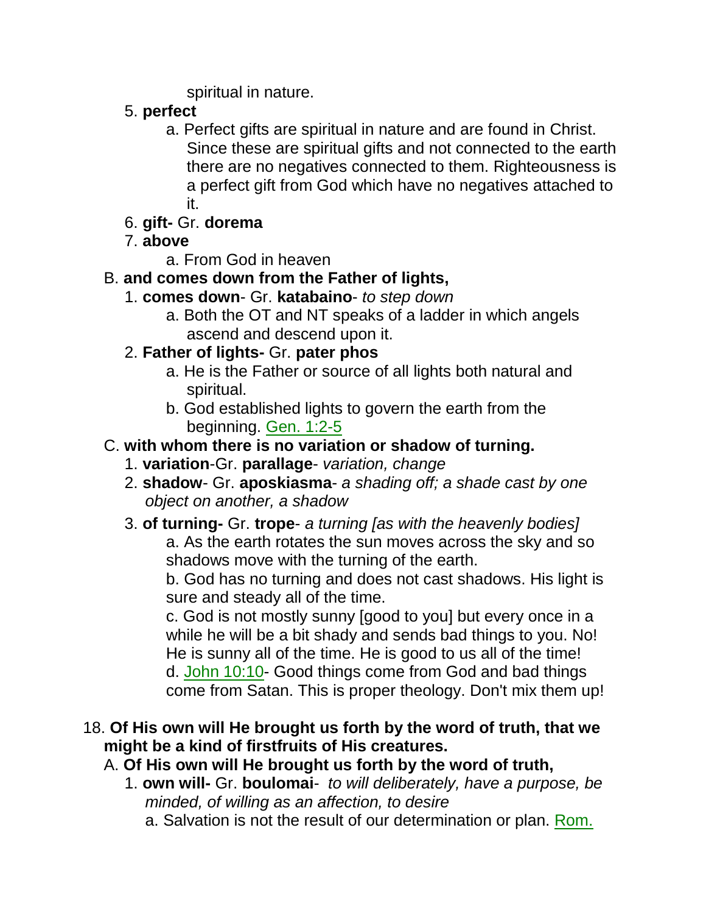spiritual in nature.

5. **perfect**
    a. Perfect gifts are spiritual in nature and are found in Christ. Since these are spiritual gifts and not connected to the earth there are no negatives connected to them. Righteousness is a perfect gift from God which have no negatives attached to it.
6. **gift-** Gr. **dorema**
7. **above**
    a. From God in heaven

B. **and comes down from the Father of lights,**

1. **comes down**- Gr. **katabaino**- *to step down*
    a. Both the OT and NT speaks of a ladder in which angels ascend and descend upon it.
2. **Father of lights-** Gr. **pater phos**
    a. He is the Father or source of all lights both natural and spiritual.
    b. God established lights to govern the earth from the beginning. Gen. 1:2-5

C. **with whom there is no variation or shadow of turning.**

1. **variation**-Gr. **parallage**- *variation, change*
2. **shadow**- Gr. **aposkiasma**- *a shading off; a shade cast by one object on another, a shadow*
3. **of turning-** Gr. **trope**- *a turning [as with the heavenly bodies]*
    a. As the earth rotates the sun moves across the sky and so shadows move with the turning of the earth.
    b. God has no turning and does not cast shadows. His light is sure and steady all of the time.
    c. God is not mostly sunny [good to you] but every once in a while he will be a bit shady and sends bad things to you. No! He is sunny all of the time. He is good to us all of the time!
    d. John 10:10- Good things come from God and bad things come from Satan. This is proper theology. Don't mix them up!

18. **Of His own will He brought us forth by the word of truth, that we might be a kind of firstfruits of His creatures.**

A. **Of His own will He brought us forth by the word of truth,**

1. **own will-** Gr. **boulomai**- *to will deliberately, have a purpose, be minded, of willing as an affection, to desire*
    a. Salvation is not the result of our determination or plan. Rom.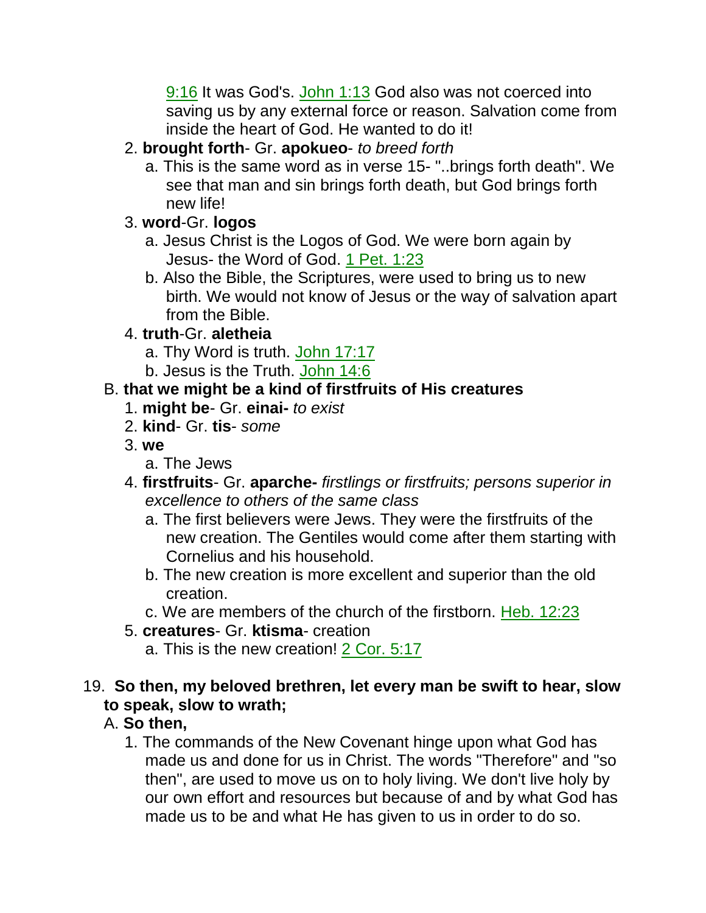9:16 It was God's. John 1:13 God also was not coerced into saving us by any external force or reason. Salvation come from inside the heart of God. He wanted to do it!

2. **brought forth**- Gr. **apokueo**- *to breed forth*
   a. This is the same word as in verse 15- "..brings forth death". We see that man and sin brings forth death, but God brings forth new life!
3. **word**-Gr. **logos**
   a. Jesus Christ is the Logos of God. We were born again by Jesus- the Word of God. 1 Pet. 1:23
   b. Also the Bible, the Scriptures, were used to bring us to new birth. We would not know of Jesus or the way of salvation apart from the Bible.
4. **truth**-Gr. **aletheia**
   a. Thy Word is truth. John 17:17
   b. Jesus is the Truth. John 14:6

B. **that we might be a kind of firstfruits of His creatures**

1. **might be**- Gr. **einai-** *to exist*
2. **kind**- Gr. **tis**- *some*
3. **we**
   a. The Jews
4. **firstfruits**- Gr. **aparche-** *firstlings or firstfruits; persons superior in excellence to others of the same class*
   a. The first believers were Jews. They were the firstfruits of the new creation. The Gentiles would come after them starting with Cornelius and his household.
   b. The new creation is more excellent and superior than the old creation.
   c. We are members of the church of the firstborn. Heb. 12:23
5. **creatures**- Gr. **ktisma**- creation
   a. This is the new creation! 2 Cor. 5:17

19. **So then, my beloved brethren, let every man be swift to hear, slow to speak, slow to wrath;**

A. **So then,**

1. The commands of the New Covenant hinge upon what God has made us and done for us in Christ. The words "Therefore" and "so then", are used to move us on to holy living. We don't live holy by our own effort and resources but because of and by what God has made us to be and what He has given to us in order to do so.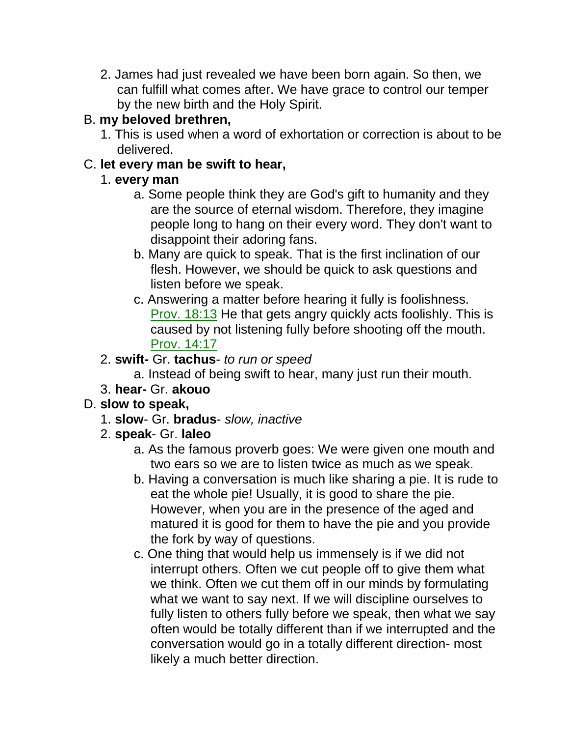2. James had just revealed we have been born again. So then, we can fulfill what comes after. We have grace to control our temper by the new birth and the Holy Spirit.

B. **my beloved brethren,**

1. This is used when a word of exhortation or correction is about to be delivered.

C. **let every man be swift to hear,**

1. **every man**
    - a. Some people think they are God's gift to humanity and they are the source of eternal wisdom. Therefore, they imagine people long to hang on their every word. They don't want to disappoint their adoring fans.
    - b. Many are quick to speak. That is the first inclination of our flesh. However, we should be quick to ask questions and listen before we speak.
    - c. Answering a matter before hearing it fully is foolishness. Prov. 18:13 He that gets angry quickly acts foolishly. This is caused by not listening fully before shooting off the mouth. Prov. 14:17
2. **swift-** Gr. **tachus**- *to run or speed*
    - a. Instead of being swift to hear, many just run their mouth.
3. **hear-** Gr. **akouo**

D. **slow to speak,**

1. **slow**- Gr. **bradus**- *slow, inactive*
2. **speak**- Gr. **laleo**
    - a. As the famous proverb goes: We were given one mouth and two ears so we are to listen twice as much as we speak.
    - b. Having a conversation is much like sharing a pie. It is rude to eat the whole pie! Usually, it is good to share the pie. However, when you are in the presence of the aged and matured it is good for them to have the pie and you provide the fork by way of questions.
    - c. One thing that would help us immensely is if we did not interrupt others. Often we cut people off to give them what we think. Often we cut them off in our minds by formulating what we want to say next. If we will discipline ourselves to fully listen to others fully before we speak, then what we say often would be totally different than if we interrupted and the conversation would go in a totally different direction- most likely a much better direction.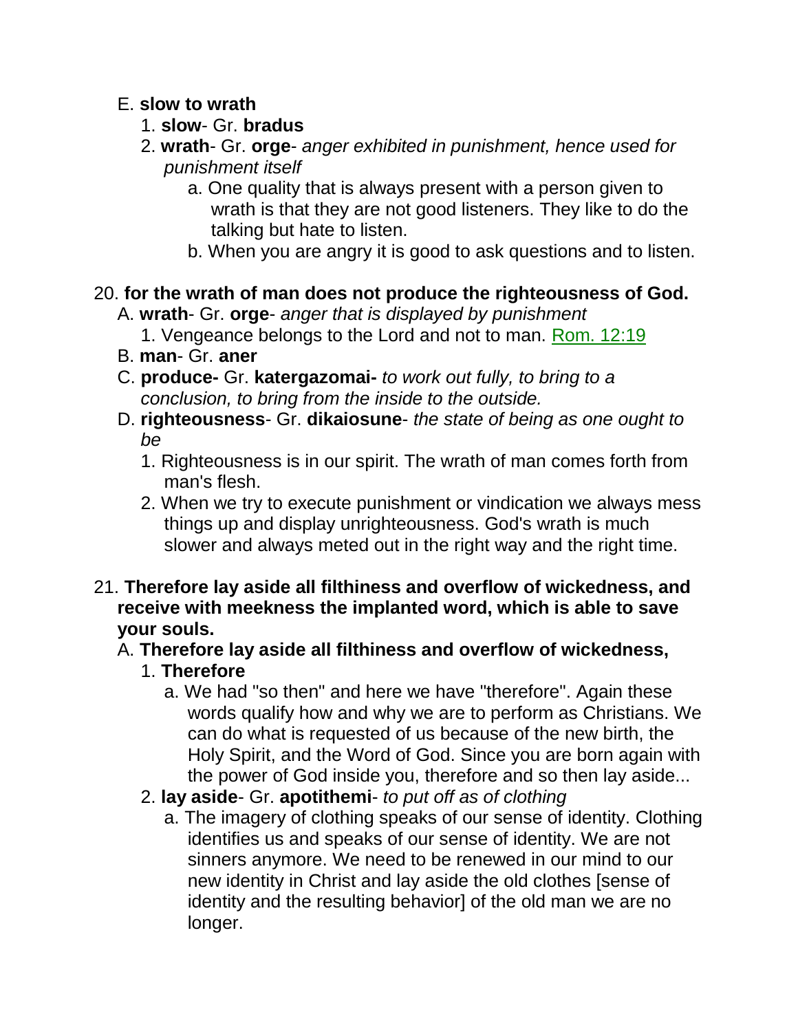E. **slow to wrath**

1. **slow**- Gr. **bradus**
2. **wrath**- Gr. **orge**- *anger exhibited in punishment, hence used for punishment itself*
   a. One quality that is always present with a person given to wrath is that they are not good listeners. They like to do the talking but hate to listen.
   b. When you are angry it is good to ask questions and to listen.

20. **for the wrath of man does not produce the righteousness of God.**

A. **wrath**- Gr. **orge**- *anger that is displayed by punishment*
   1. Vengeance belongs to the Lord and not to man. Rom. 12:19

B. **man**- Gr. **aner**

C. **produce-** Gr. **katergazomai-** *to work out fully, to bring to a conclusion, to bring from the inside to the outside.*

D. **righteousness**- Gr. **dikaiosune**- *the state of being as one ought to be*
   1. Righteousness is in our spirit. The wrath of man comes forth from man's flesh.
   2. When we try to execute punishment or vindication we always mess things up and display unrighteousness. God's wrath is much slower and always meted out in the right way and the right time.

21. **Therefore lay aside all filthiness and overflow of wickedness, and receive with meekness the implanted word, which is able to save your souls.**

A. **Therefore lay aside all filthiness and overflow of wickedness,**

1. **Therefore**
   a. We had "so then" and here we have "therefore". Again these words qualify how and why we are to perform as Christians. We can do what is requested of us because of the new birth, the Holy Spirit, and the Word of God. Since you are born again with the power of God inside you, therefore and so then lay aside...
2. **lay aside**- Gr. **apotithemi**- *to put off as of clothing*
   a. The imagery of clothing speaks of our sense of identity. Clothing identifies us and speaks of our sense of identity. We are not sinners anymore. We need to be renewed in our mind to our new identity in Christ and lay aside the old clothes [sense of identity and the resulting behavior] of the old man we are no longer.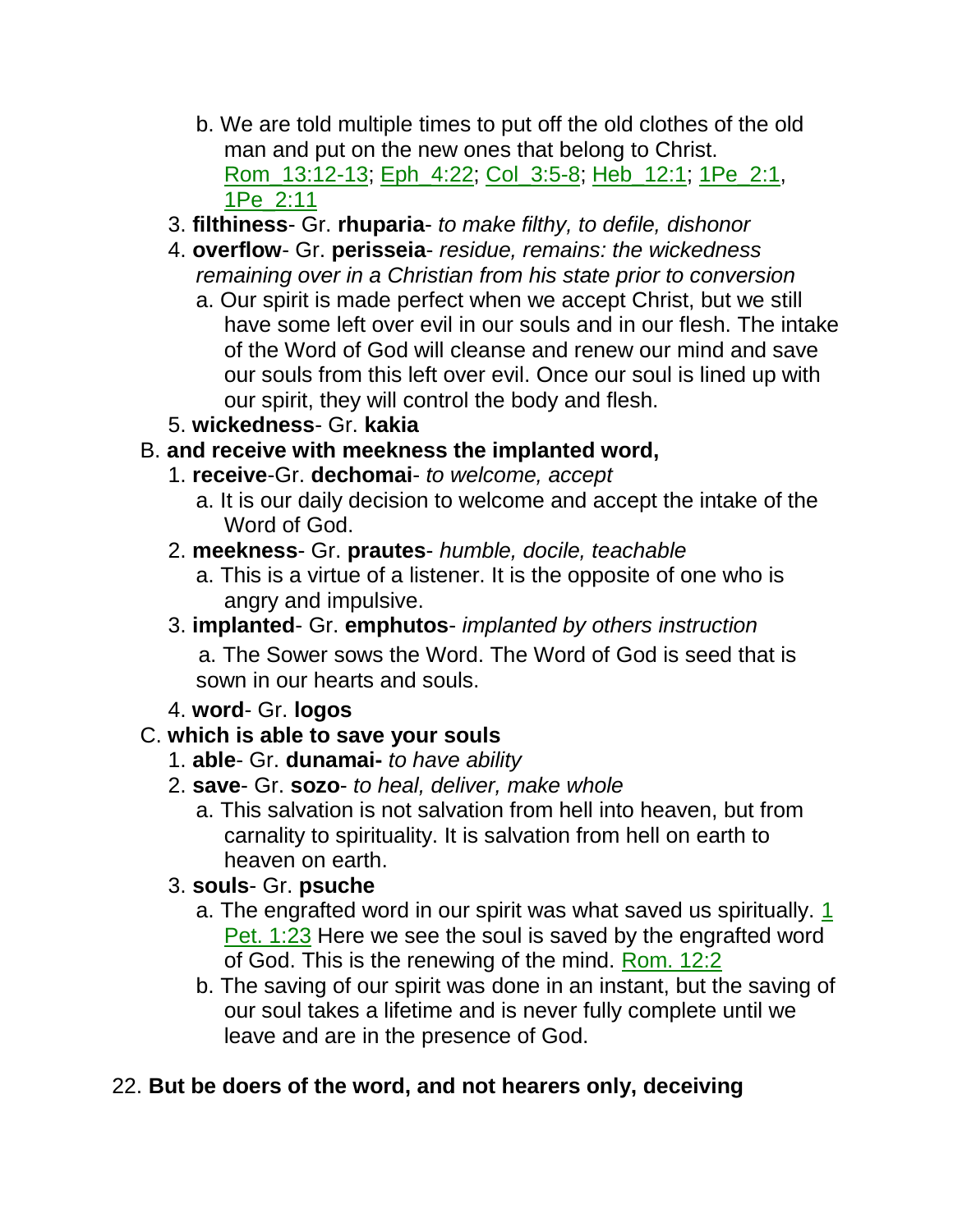b. We are told multiple times to put off the old clothes of the old man and put on the new ones that belong to Christ. Rom_13:12-13; Eph_4:22; Col_3:5-8; Heb_12:1; 1Pe_2:1, 1Pe_2:11

3. **filthiness**- Gr. **rhuparia**- *to make filthy, to defile, dishonor*
4. **overflow**- Gr. **perisseia**- *residue, remains: the wickedness remaining over in a Christian from his state prior to conversion*
   a. Our spirit is made perfect when we accept Christ, but we still have some left over evil in our souls and in our flesh. The intake of the Word of God will cleanse and renew our mind and save our souls from this left over evil. Once our soul is lined up with our spirit, they will control the body and flesh.
5. **wickedness**- Gr. **kakia**

B. **and receive with meekness the implanted word,**

1. **receive**-Gr. **dechomai**- *to welcome, accept*
   a. It is our daily decision to welcome and accept the intake of the Word of God.
2. **meekness**- Gr. **prautes**- *humble, docile, teachable*
   a. This is a virtue of a listener. It is the opposite of one who is angry and impulsive.
3. **implanted**- Gr. **emphutos**- *implanted by others instruction*
   a. The Sower sows the Word. The Word of God is seed that is sown in our hearts and souls.
4. **word**- Gr. **logos**

C. **which is able to save your souls**

1. **able**- Gr. **dunamai-** *to have ability*
2. **save**- Gr. **sozo**- *to heal, deliver, make whole*
   a. This salvation is not salvation from hell into heaven, but from carnality to spirituality. It is salvation from hell on earth to heaven on earth.
3. **souls**- Gr. **psuche**
   a. The engrafted word in our spirit was what saved us spiritually. 1 Pet. 1:23 Here we see the soul is saved by the engrafted word of God. This is the renewing of the mind. Rom. 12:2
   b. The saving of our spirit was done in an instant, but the saving of our soul takes a lifetime and is never fully complete until we leave and are in the presence of God.

22. **But be doers of the word, and not hearers only, deceiving**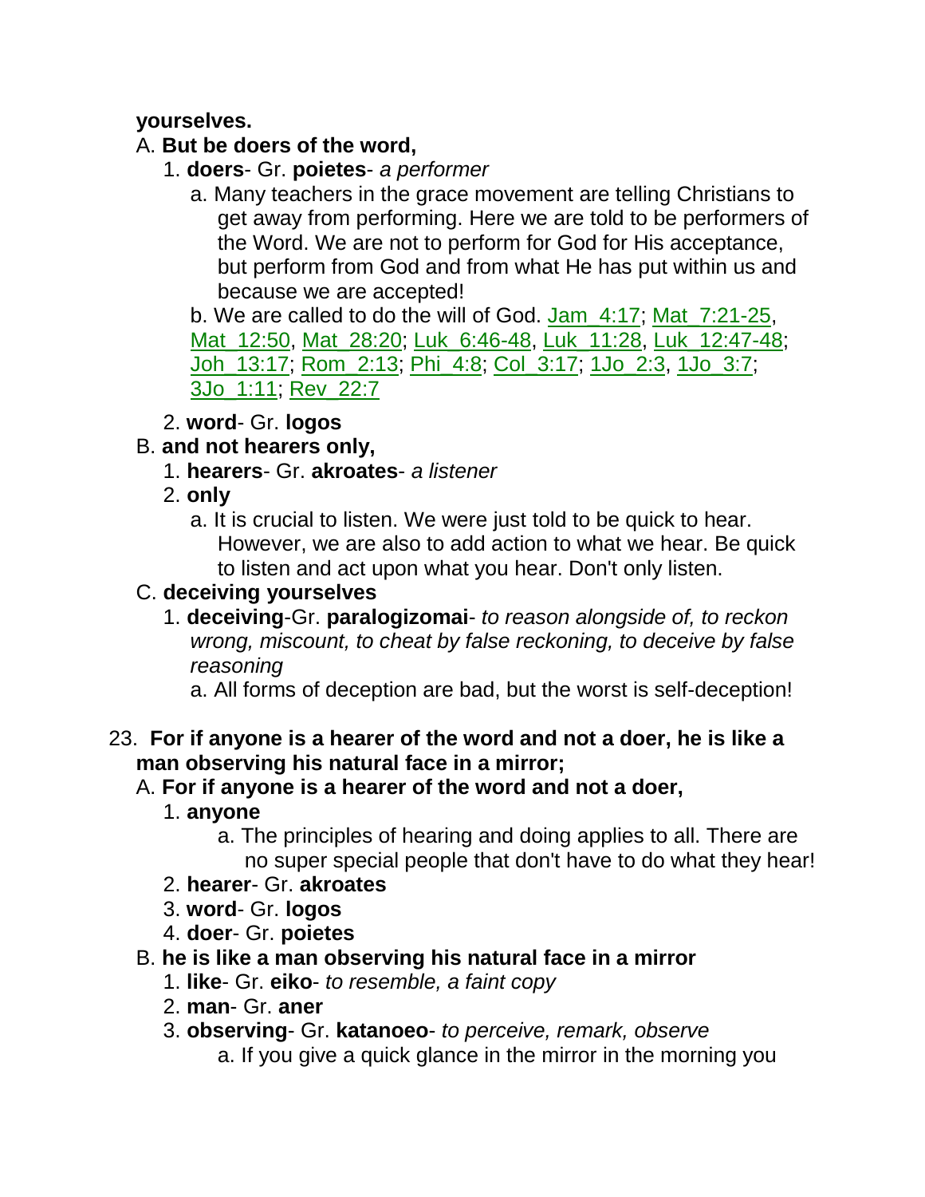**yourselves.**

A. **But be doers of the word,**

1. **doers**- Gr. **poietes**- *a performer*

   a. Many teachers in the grace movement are telling Christians to get away from performing. Here we are told to be performers of the Word. We are not to perform for God for His acceptance, but perform from God and from what He has put within us and because we are accepted!

   b. We are called to do the will of God. Jam_4:17; Mat_7:21-25, Mat_12:50, Mat_28:20; Luk_6:46-48, Luk_11:28, Luk_12:47-48; Joh_13:17; Rom_2:13; Phi_4:8; Col_3:17; 1Jo_2:3, 1Jo_3:7; 3Jo_1:11; Rev_22:7

2. **word**- Gr. **logos**

B. **and not hearers only,**

1. **hearers**- Gr. **akroates**- *a listener*
2. **only**

   a. It is crucial to listen. We were just told to be quick to hear. However, we are also to add action to what we hear. Be quick to listen and act upon what you hear. Don't only listen.

C. **deceiving yourselves**

1. **deceiving**-Gr. **paralogizomai**- *to reason alongside of, to reckon wrong, miscount, to cheat by false reckoning, to deceive by false reasoning*

   a. All forms of deception are bad, but the worst is self-deception!

23. **For if anyone is a hearer of the word and not a doer, he is like a man observing his natural face in a mirror;**

A. **For if anyone is a hearer of the word and not a doer,**

1. **anyone**

   a. The principles of hearing and doing applies to all. There are no super special people that don't have to do what they hear!

2. **hearer**- Gr. **akroates**
3. **word**- Gr. **logos**
4. **doer**- Gr. **poietes**

B. **he is like a man observing his natural face in a mirror**

1. **like**- Gr. **eiko**- *to resemble, a faint copy*
2. **man**- Gr. **aner**
3. **observing**- Gr. **katanoeo**- *to perceive, remark, observe*

   a. If you give a quick glance in the mirror in the morning you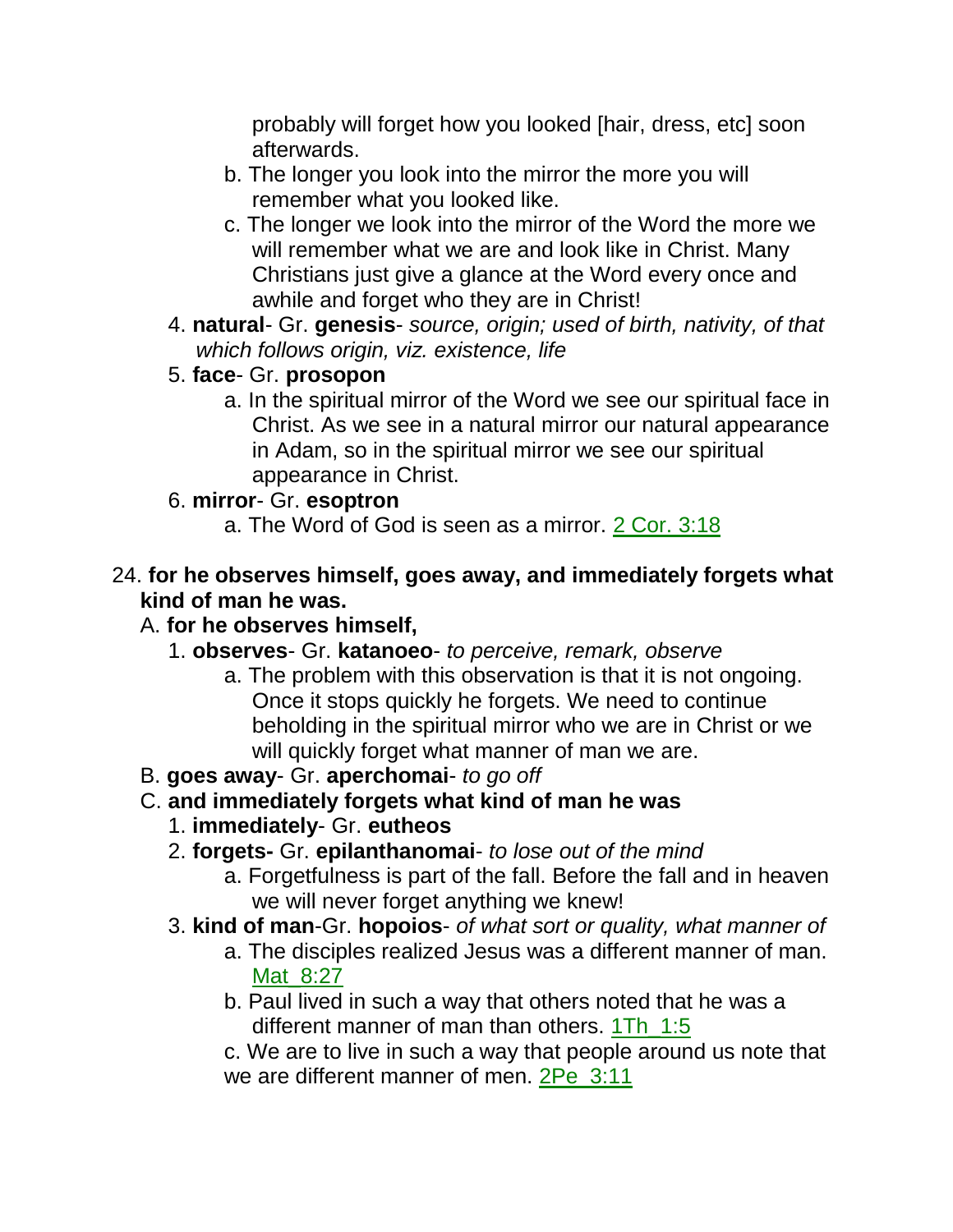probably will forget how you looked [hair, dress, etc] soon afterwards.

   b. The longer you look into the mirror the more you will remember what you looked like.
   c. The longer we look into the mirror of the Word the more we will remember what we are and look like in Christ. Many Christians just give a glance at the Word every once and awhile and forget who they are in Christ!

4. **natural**- Gr. **genesis**- *source, origin; used of birth, nativity, of that which follows origin, viz. existence, life*
5. **face**- Gr. **prosopon**
   a. In the spiritual mirror of the Word we see our spiritual face in Christ. As we see in a natural mirror our natural appearance in Adam, so in the spiritual mirror we see our spiritual appearance in Christ.
6. **mirror**- Gr. **esoptron**
   a. The Word of God is seen as a mirror. 2 Cor. 3:18

24. **for he observes himself, goes away, and immediately forgets what kind of man he was.**

A. **for he observes himself,**

1. **observes**- Gr. **katanoeo**- *to perceive, remark, observe*
   a. The problem with this observation is that it is not ongoing. Once it stops quickly he forgets. We need to continue beholding in the spiritual mirror who we are in Christ or we will quickly forget what manner of man we are.

B. **goes away**- Gr. **aperchomai**- *to go off*

C. **and immediately forgets what kind of man he was**

1. **immediately**- Gr. **eutheos**
2. **forgets-** Gr. **epilanthanomai**- *to lose out of the mind*
   a. Forgetfulness is part of the fall. Before the fall and in heaven we will never forget anything we knew!
3. **kind of man**-Gr. **hopoios**- *of what sort or quality, what manner of*
   a. The disciples realized Jesus was a different manner of man. Mat_8:27
   b. Paul lived in such a way that others noted that he was a different manner of man than others. 1Th_1:5
   c. We are to live in such a way that people around us note that we are different manner of men. 2Pe_3:11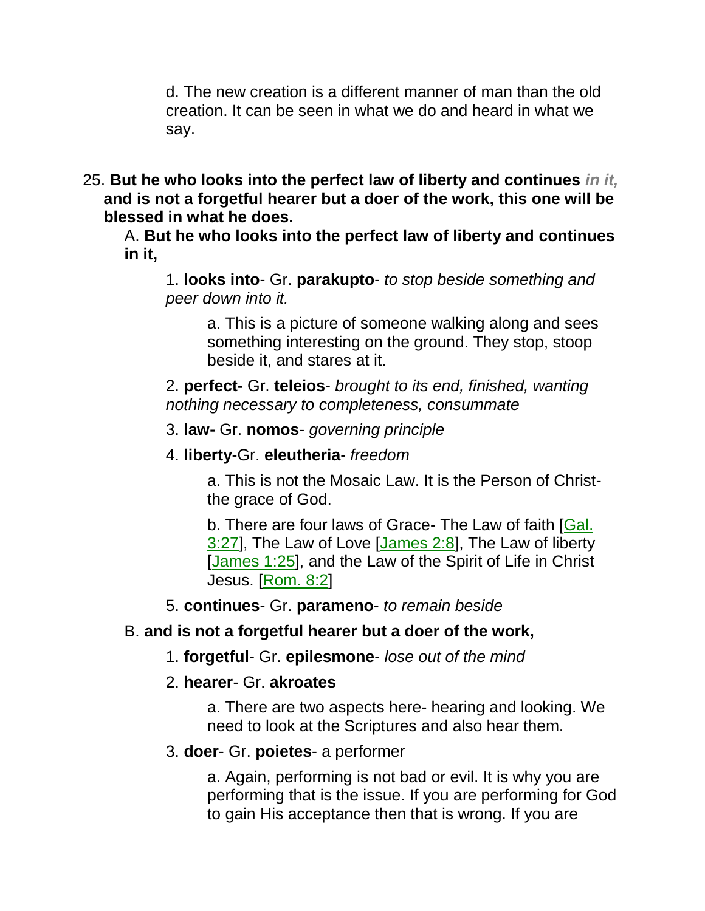d. The new creation is a different manner of man than the old creation. It can be seen in what we do and heard in what we say.

25. **But he who looks into the perfect law of liberty and continues** ***in it,*** **and is not a forgetful hearer but a doer of the work, this one will be blessed in what he does.**

A. **But he who looks into the perfect law of liberty and continues in it,**

1. **looks into**- Gr. **parakupto**- *to stop beside something and peer down into it.*

a. This is a picture of someone walking along and sees something interesting on the ground. They stop, stoop beside it, and stares at it.

2. **perfect-** Gr. **teleios**- *brought to its end, finished, wanting nothing necessary to completeness, consummate*

3. **law-** Gr. **nomos**- *governing principle*

4. **liberty**-Gr. **eleutheria**- *freedom*

a. This is not the Mosaic Law. It is the Person of Christ- the grace of God.

b. There are four laws of Grace- The Law of faith [Gal. 3:27], The Law of Love [James 2:8], The Law of liberty [James 1:25], and the Law of the Spirit of Life in Christ Jesus. [Rom. 8:2]

5. **continues**- Gr. **parameno**- *to remain beside*

B. **and is not a forgetful hearer but a doer of the work,**

1. **forgetful**- Gr. **epilesmone**- *lose out of the mind*

2. **hearer**- Gr. **akroates**

a. There are two aspects here- hearing and looking. We need to look at the Scriptures and also hear them.

3. **doer**- Gr. **poietes**- a performer

a. Again, performing is not bad or evil. It is why you are performing that is the issue. If you are performing for God to gain His acceptance then that is wrong. If you are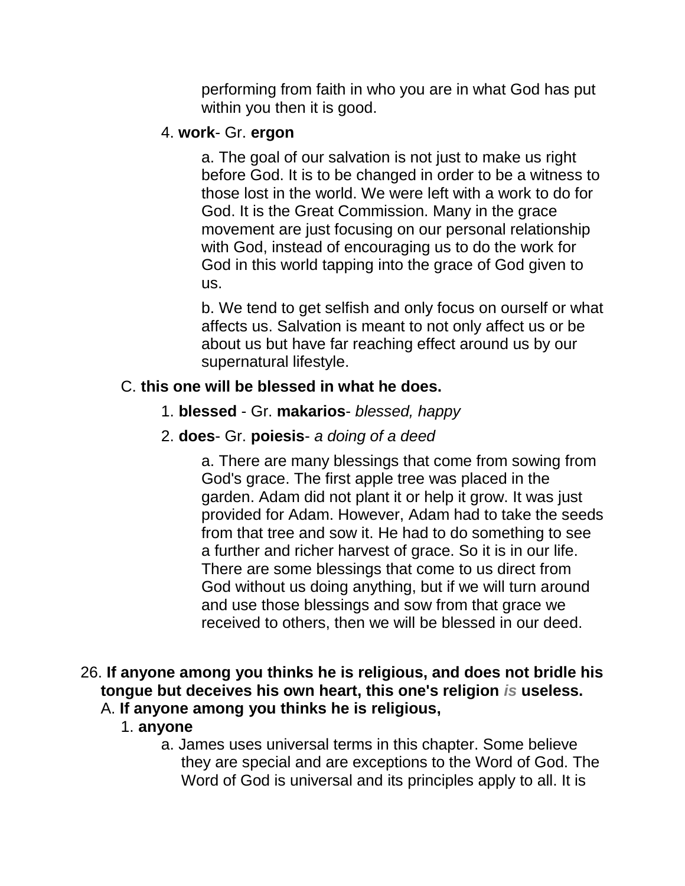performing from faith in who you are in what God has put within you then it is good.

4. **work**- Gr. **ergon**

    a. The goal of our salvation is not just to make us right before God. It is to be changed in order to be a witness to those lost in the world. We were left with a work to do for God. It is the Great Commission. Many in the grace movement are just focusing on our personal relationship with God, instead of encouraging us to do the work for God in this world tapping into the grace of God given to us.

    b. We tend to get selfish and only focus on ourself or what affects us. Salvation is meant to not only affect us or be about us but have far reaching effect around us by our supernatural lifestyle.

C. **this one will be blessed in what he does.**

1. **blessed** - Gr. **makarios**- *blessed, happy*

2. **does**- Gr. **poiesis**- *a doing of a deed*

    a. There are many blessings that come from sowing from God's grace. The first apple tree was placed in the garden. Adam did not plant it or help it grow. It was just provided for Adam. However, Adam had to take the seeds from that tree and sow it. He had to do something to see a further and richer harvest of grace. So it is in our life. There are some blessings that come to us direct from God without us doing anything, but if we will turn around and use those blessings and sow from that grace we received to others, then we will be blessed in our deed.

26. **If anyone among you thinks he is religious, and does not bridle his tongue but deceives his own heart, this one's religion *is* useless.**

A. **If anyone among you thinks he is religious,**

1. **anyone**

    a. James uses universal terms in this chapter. Some believe they are special and are exceptions to the Word of God. The Word of God is universal and its principles apply to all. It is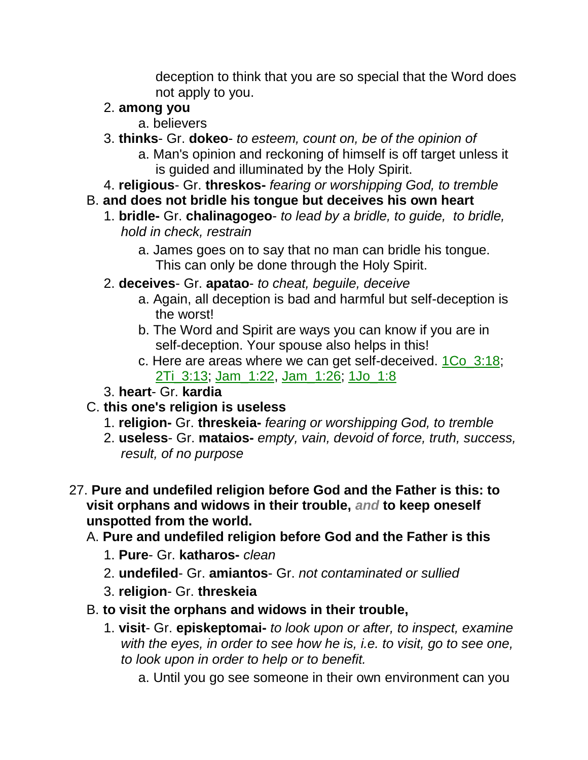deception to think that you are so special that the Word does not apply to you.

2. **among you**
    a. believers
3. **thinks**- Gr. **dokeo**- *to esteem, count on, be of the opinion of*
    a. Man's opinion and reckoning of himself is off target unless it is guided and illuminated by the Holy Spirit.
4. **religious**- Gr. **threskos-** *fearing or worshipping God, to tremble*

B. **and does not bridle his tongue but deceives his own heart**

1. **bridle-** Gr. **chalinagogeo**- *to lead by a bridle, to guide, to bridle, hold in check, restrain*
    a. James goes on to say that no man can bridle his tongue. This can only be done through the Holy Spirit.
2. **deceives**- Gr. **apatao**- *to cheat, beguile, deceive*
    a. Again, all deception is bad and harmful but self-deception is the worst!
    b. The Word and Spirit are ways you can know if you are in self-deception. Your spouse also helps in this!
    c. Here are areas where we can get self-deceived. 1Co_3:18; 2Ti_3:13; Jam_1:22, Jam_1:26; 1Jo_1:8
3. **heart**- Gr. **kardia**

C. **this one's religion is useless**

1. **religion-** Gr. **threskeia-** *fearing or worshipping God, to tremble*
2. **useless**- Gr. **mataios-** *empty, vain, devoid of force, truth, success, result, of no purpose*

27. **Pure and undefiled religion before God and the Father is this: to visit orphans and widows in their trouble,** ***and*** **to keep oneself unspotted from the world.**

A. **Pure and undefiled religion before God and the Father is this**

1. **Pure**- Gr. **katharos-** *clean*
2. **undefiled**- Gr. **amiantos**- Gr. *not contaminated or sullied*
3. **religion**- Gr. **threskeia**

B. **to visit the orphans and widows in their trouble,**

1. **visit**- Gr. **episkeptomai-** *to look upon or after, to inspect, examine with the eyes, in order to see how he is, i.e. to visit, go to see one, to look upon in order to help or to benefit.*
    a. Until you go see someone in their own environment can you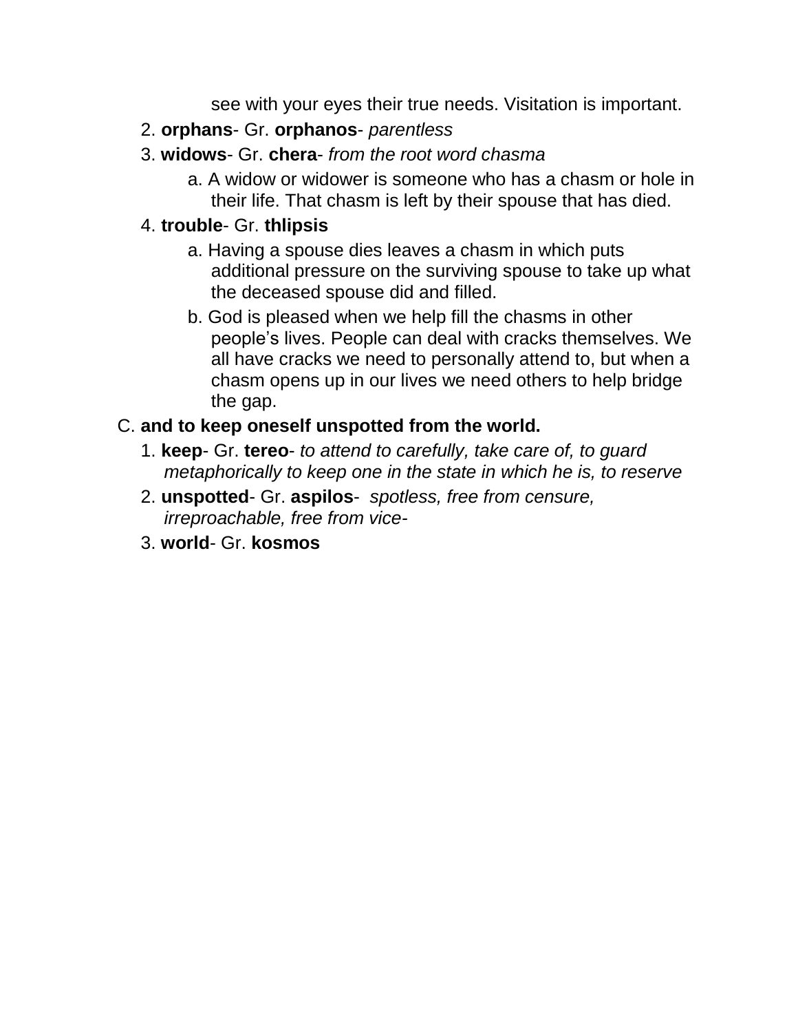see with your eyes their true needs. Visitation is important.

2. **orphans**- Gr. **orphanos**- *parentless*
3. **widows**- Gr. **chera**- *from the root word chasma*
   a. A widow or widower is someone who has a chasm or hole in their life. That chasm is left by their spouse that has died.
4. **trouble**- Gr. **thlipsis**
   a. Having a spouse dies leaves a chasm in which puts additional pressure on the surviving spouse to take up what the deceased spouse did and filled.
   b. God is pleased when we help fill the chasms in other people's lives. People can deal with cracks themselves. We all have cracks we need to personally attend to, but when a chasm opens up in our lives we need others to help bridge the gap.

C. **and to keep oneself unspotted from the world.**

1. **keep**- Gr. **tereo**- *to attend to carefully, take care of, to guard metaphorically to keep one in the state in which he is, to reserve*
2. **unspotted**- Gr. **aspilos**- *spotless, free from censure, irreproachable, free from vice-*
3. **world**- Gr. **kosmos**